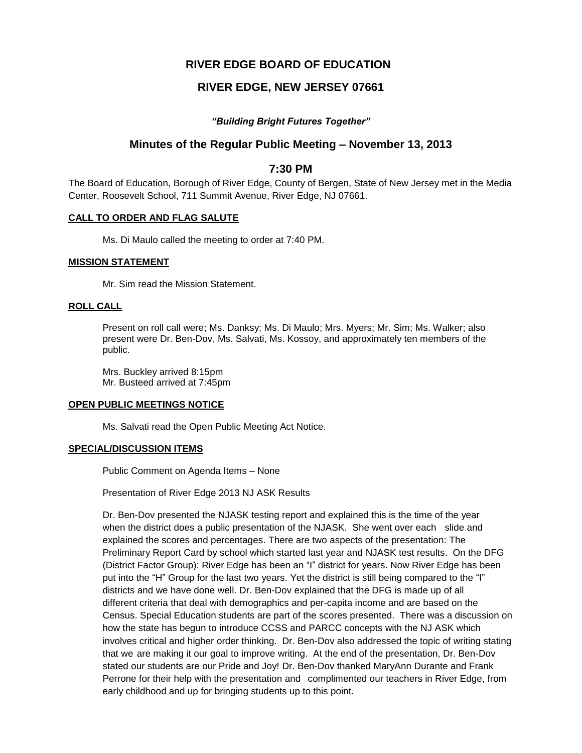# RIVER EDGE BOARD OF EDUCATION

## RIVER EDGE, NEW JERSEY 07661

***"Building Bright Futures Together"***

## Minutes of the Regular Public Meeting – November 13, 2013

## 7:30 PM

The Board of Education, Borough of River Edge, County of Bergen, State of New Jersey met in the Media Center, Roosevelt School, 711 Summit Avenue, River Edge, NJ 07661.

**CALL TO ORDER AND FLAG SALUTE**

Ms. Di Maulo called the meeting to order at 7:40 PM.

**MISSION STATEMENT**

Mr. Sim read the Mission Statement.

**ROLL CALL**

Present on roll call were; Ms. Danksy; Ms. Di Maulo; Mrs. Myers; Mr. Sim; Ms. Walker; also present were Dr. Ben-Dov, Ms. Salvati, Ms. Kossoy, and approximately ten members of the public.

Mrs. Buckley arrived 8:15pm
Mr. Busteed arrived at 7:45pm

**OPEN PUBLIC MEETINGS NOTICE**

Ms. Salvati read the Open Public Meeting Act Notice.

**SPECIAL/DISCUSSION ITEMS**

Public Comment on Agenda Items – None

Presentation of River Edge 2013 NJ ASK Results

Dr. Ben-Dov presented the NJASK testing report and explained this is the time of the year when the district does a public presentation of the NJASK. She went over each slide and explained the scores and percentages. There are two aspects of the presentation: The Preliminary Report Card by school which started last year and NJASK test results. On the DFG (District Factor Group): River Edge has been an "I" district for years. Now River Edge has been put into the "H" Group for the last two years. Yet the district is still being compared to the "I" districts and we have done well. Dr. Ben-Dov explained that the DFG is made up of all different criteria that deal with demographics and per-capita income and are based on the Census. Special Education students are part of the scores presented. There was a discussion on how the state has begun to introduce CCSS and PARCC concepts with the NJ ASK which involves critical and higher order thinking. Dr. Ben-Dov also addressed the topic of writing stating that we are making it our goal to improve writing. At the end of the presentation, Dr. Ben-Dov stated our students are our Pride and Joy! Dr. Ben-Dov thanked MaryAnn Durante and Frank Perrone for their help with the presentation and complimented our teachers in River Edge, from early childhood and up for bringing students up to this point.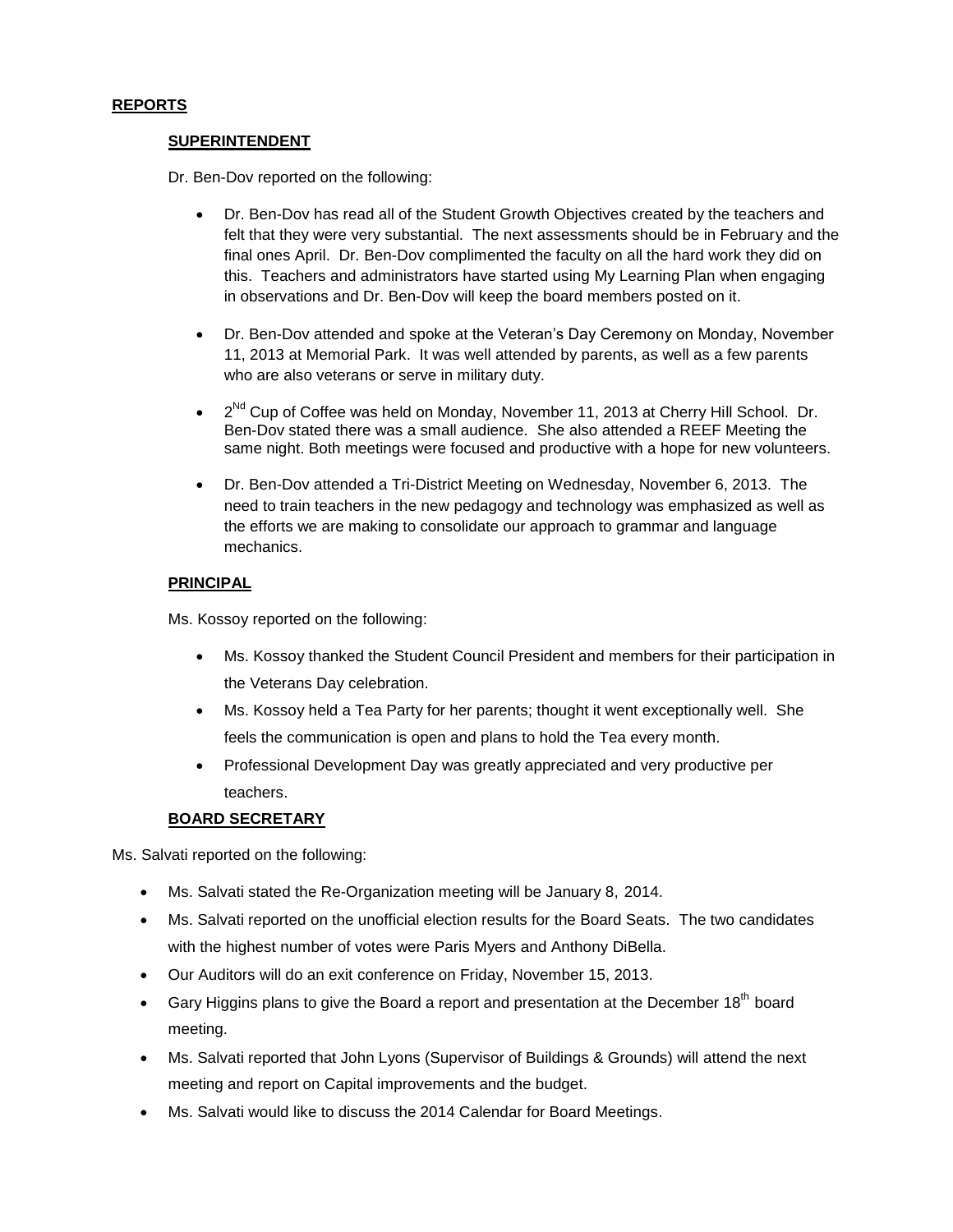**REPORTS**

**SUPERINTENDENT**

Dr. Ben-Dov reported on the following:

- Dr. Ben-Dov has read all of the Student Growth Objectives created by the teachers and felt that they were very substantial. The next assessments should be in February and the final ones April. Dr. Ben-Dov complimented the faculty on all the hard work they did on this. Teachers and administrators have started using My Learning Plan when engaging in observations and Dr. Ben-Dov will keep the board members posted on it.
- Dr. Ben-Dov attended and spoke at the Veteran's Day Ceremony on Monday, November 11, 2013 at Memorial Park. It was well attended by parents, as well as a few parents who are also veterans or serve in military duty.
- 2[Nd] Cup of Coffee was held on Monday, November 11, 2013 at Cherry Hill School. Dr. Ben-Dov stated there was a small audience. She also attended a REEF Meeting the same night. Both meetings were focused and productive with a hope for new volunteers.
- Dr. Ben-Dov attended a Tri-District Meeting on Wednesday, November 6, 2013. The need to train teachers in the new pedagogy and technology was emphasized as well as the efforts we are making to consolidate our approach to grammar and language mechanics.

**PRINCIPAL**

Ms. Kossoy reported on the following:

- Ms. Kossoy thanked the Student Council President and members for their participation in the Veterans Day celebration.
- Ms. Kossoy held a Tea Party for her parents; thought it went exceptionally well. She feels the communication is open and plans to hold the Tea every month.
- Professional Development Day was greatly appreciated and very productive per teachers.

**BOARD SECRETARY**

Ms. Salvati reported on the following:

- Ms. Salvati stated the Re-Organization meeting will be January 8, 2014.
- Ms. Salvati reported on the unofficial election results for the Board Seats. The two candidates with the highest number of votes were Paris Myers and Anthony DiBella.
- Our Auditors will do an exit conference on Friday, November 15, 2013.
- Gary Higgins plans to give the Board a report and presentation at the December 18[th] board meeting.
- Ms. Salvati reported that John Lyons (Supervisor of Buildings & Grounds) will attend the next meeting and report on Capital improvements and the budget.
- Ms. Salvati would like to discuss the 2014 Calendar for Board Meetings.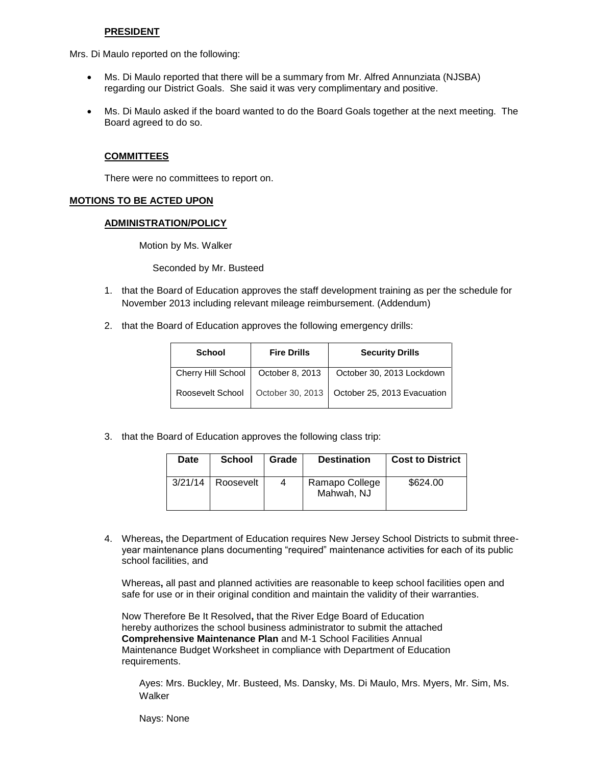**PRESIDENT**

Mrs. Di Maulo reported on the following:

- Ms. Di Maulo reported that there will be a summary from Mr. Alfred Annunziata (NJSBA) regarding our District Goals. She said it was very complimentary and positive.
- Ms. Di Maulo asked if the board wanted to do the Board Goals together at the next meeting. The Board agreed to do so.

**COMMITTEES**

There were no committees to report on.

**MOTIONS TO BE ACTED UPON**

**ADMINISTRATION/POLICY**

Motion by Ms. Walker

Seconded by Mr. Busteed

1. that the Board of Education approves the staff development training as per the schedule for November 2013 including relevant mileage reimbursement. (Addendum)

2. that the Board of Education approves the following emergency drills:

| School | Fire Drills | Security Drills |
|---|---|---|
| Cherry Hill School | October 8, 2013 | October 30, 2013 Lockdown |
| Roosevelt School | October 30, 2013 | October 25, 2013 Evacuation |

3. that the Board of Education approves the following class trip:

| Date | School | Grade | Destination | Cost to District |
|---|---|---|---|---|
| 3/21/14 | Roosevelt | 4 | Ramapo College Mahwah, NJ | $624.00 |

4. Whereas**,** the Department of Education requires New Jersey School Districts to submit three-year maintenance plans documenting "required" maintenance activities for each of its public school facilities, and

   Whereas**,** all past and planned activities are reasonable to keep school facilities open and safe for use or in their original condition and maintain the validity of their warranties.

   Now Therefore Be It Resolved**,** that the River Edge Board of Education hereby authorizes the school business administrator to submit the attached **Comprehensive Maintenance Plan** and M-1 School Facilities Annual Maintenance Budget Worksheet in compliance with Department of Education requirements.

Ayes: Mrs. Buckley, Mr. Busteed, Ms. Dansky, Ms. Di Maulo, Mrs. Myers, Mr. Sim, Ms. Walker

Nays: None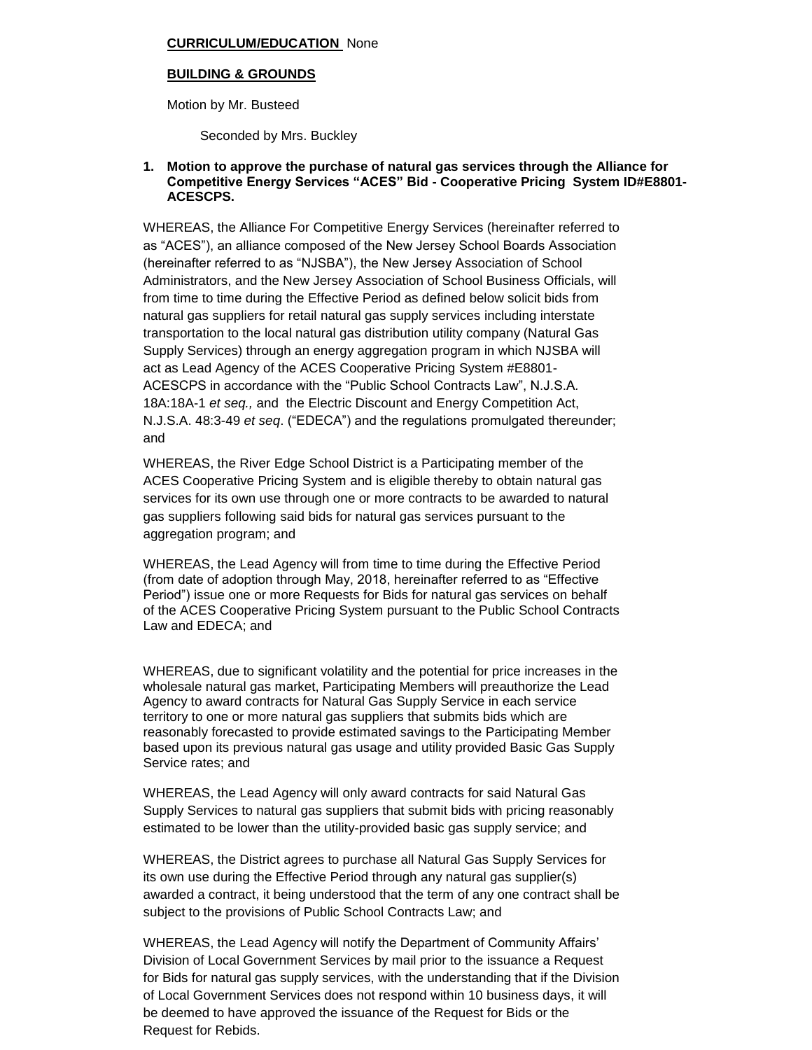**CURRICULUM/EDUCATION** None

**BUILDING & GROUNDS**

Motion by Mr. Busteed

Seconded by Mrs. Buckley

1. **Motion to approve the purchase of natural gas services through the Alliance for Competitive Energy Services "ACES" Bid - Cooperative Pricing System ID#E8801-ACESCPS.**

WHEREAS, the Alliance For Competitive Energy Services (hereinafter referred to as "ACES"), an alliance composed of the New Jersey School Boards Association (hereinafter referred to as "NJSBA"), the New Jersey Association of School Administrators, and the New Jersey Association of School Business Officials, will from time to time during the Effective Period as defined below solicit bids from natural gas suppliers for retail natural gas supply services including interstate transportation to the local natural gas distribution utility company (Natural Gas Supply Services) through an energy aggregation program in which NJSBA will act as Lead Agency of the ACES Cooperative Pricing System #E8801-ACESCPS in accordance with the "Public School Contracts Law", N.J.S.A. 18A:18A-1 *et seq.,* and the Electric Discount and Energy Competition Act, N.J.S.A. 48:3-49 *et seq*. ("EDECA") and the regulations promulgated thereunder; and

WHEREAS, the River Edge School District is a Participating member of the ACES Cooperative Pricing System and is eligible thereby to obtain natural gas services for its own use through one or more contracts to be awarded to natural gas suppliers following said bids for natural gas services pursuant to the aggregation program; and

WHEREAS, the Lead Agency will from time to time during the Effective Period (from date of adoption through May, 2018, hereinafter referred to as "Effective Period") issue one or more Requests for Bids for natural gas services on behalf of the ACES Cooperative Pricing System pursuant to the Public School Contracts Law and EDECA; and

WHEREAS, due to significant volatility and the potential for price increases in the wholesale natural gas market, Participating Members will preauthorize the Lead Agency to award contracts for Natural Gas Supply Service in each service territory to one or more natural gas suppliers that submits bids which are reasonably forecasted to provide estimated savings to the Participating Member based upon its previous natural gas usage and utility provided Basic Gas Supply Service rates; and

WHEREAS, the Lead Agency will only award contracts for said Natural Gas Supply Services to natural gas suppliers that submit bids with pricing reasonably estimated to be lower than the utility-provided basic gas supply service; and

WHEREAS, the District agrees to purchase all Natural Gas Supply Services for its own use during the Effective Period through any natural gas supplier(s) awarded a contract, it being understood that the term of any one contract shall be subject to the provisions of Public School Contracts Law; and

WHEREAS, the Lead Agency will notify the Department of Community Affairs' Division of Local Government Services by mail prior to the issuance a Request for Bids for natural gas supply services, with the understanding that if the Division of Local Government Services does not respond within 10 business days, it will be deemed to have approved the issuance of the Request for Bids or the Request for Rebids.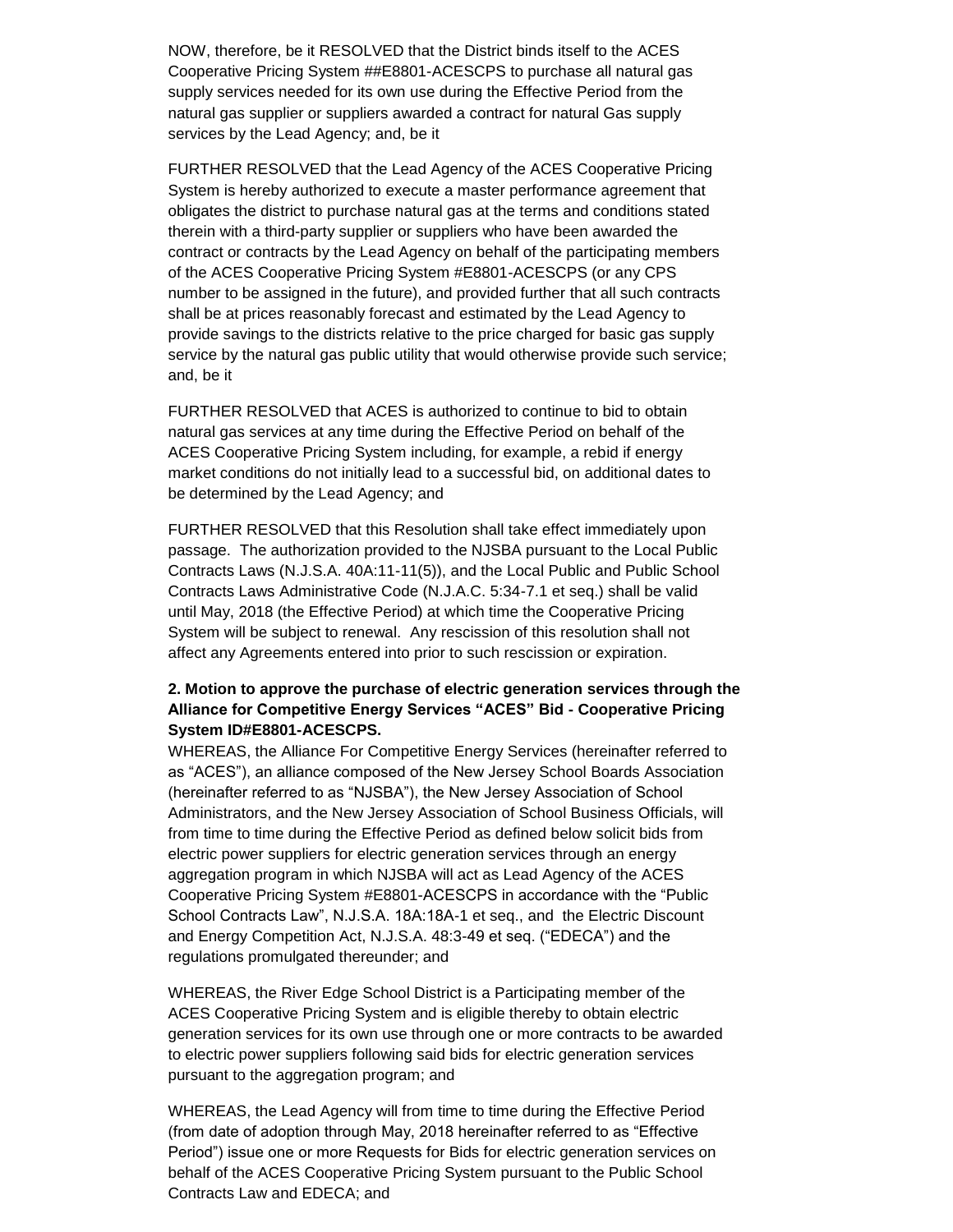NOW, therefore, be it RESOLVED that the District binds itself to the ACES Cooperative Pricing System ##E8801-ACESCPS to purchase all natural gas supply services needed for its own use during the Effective Period from the natural gas supplier or suppliers awarded a contract for natural Gas supply services by the Lead Agency; and, be it

FURTHER RESOLVED that the Lead Agency of the ACES Cooperative Pricing System is hereby authorized to execute a master performance agreement that obligates the district to purchase natural gas at the terms and conditions stated therein with a third-party supplier or suppliers who have been awarded the contract or contracts by the Lead Agency on behalf of the participating members of the ACES Cooperative Pricing System #E8801-ACESCPS (or any CPS number to be assigned in the future), and provided further that all such contracts shall be at prices reasonably forecast and estimated by the Lead Agency to provide savings to the districts relative to the price charged for basic gas supply service by the natural gas public utility that would otherwise provide such service; and, be it

FURTHER RESOLVED that ACES is authorized to continue to bid to obtain natural gas services at any time during the Effective Period on behalf of the ACES Cooperative Pricing System including, for example, a rebid if energy market conditions do not initially lead to a successful bid, on additional dates to be determined by the Lead Agency; and

FURTHER RESOLVED that this Resolution shall take effect immediately upon passage. The authorization provided to the NJSBA pursuant to the Local Public Contracts Laws (N.J.S.A. 40A:11-11(5)), and the Local Public and Public School Contracts Laws Administrative Code (N.J.A.C. 5:34-7.1 et seq.) shall be valid until May, 2018 (the Effective Period) at which time the Cooperative Pricing System will be subject to renewal. Any rescission of this resolution shall not affect any Agreements entered into prior to such rescission or expiration.

**2. Motion to approve the purchase of electric generation services through the Alliance for Competitive Energy Services "ACES" Bid - Cooperative Pricing System ID#E8801-ACESCPS.**

WHEREAS, the Alliance For Competitive Energy Services (hereinafter referred to as "ACES"), an alliance composed of the New Jersey School Boards Association (hereinafter referred to as "NJSBA"), the New Jersey Association of School Administrators, and the New Jersey Association of School Business Officials, will from time to time during the Effective Period as defined below solicit bids from electric power suppliers for electric generation services through an energy aggregation program in which NJSBA will act as Lead Agency of the ACES Cooperative Pricing System #E8801-ACESCPS in accordance with the "Public School Contracts Law", N.J.S.A. 18A:18A-1 et seq., and the Electric Discount and Energy Competition Act, N.J.S.A. 48:3-49 et seq. ("EDECA") and the regulations promulgated thereunder; and

WHEREAS, the River Edge School District is a Participating member of the ACES Cooperative Pricing System and is eligible thereby to obtain electric generation services for its own use through one or more contracts to be awarded to electric power suppliers following said bids for electric generation services pursuant to the aggregation program; and

WHEREAS, the Lead Agency will from time to time during the Effective Period (from date of adoption through May, 2018 hereinafter referred to as "Effective Period") issue one or more Requests for Bids for electric generation services on behalf of the ACES Cooperative Pricing System pursuant to the Public School Contracts Law and EDECA; and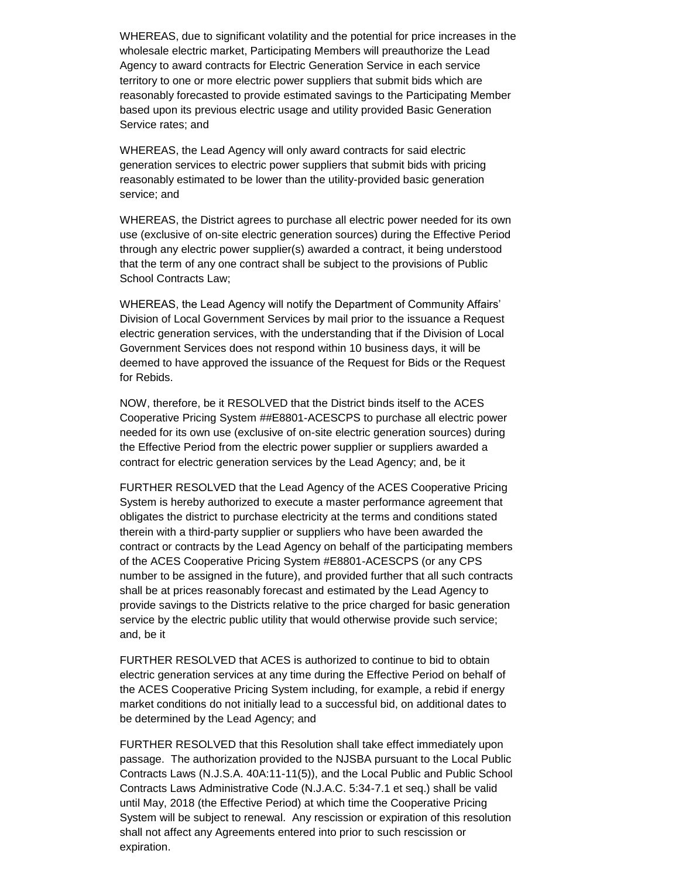WHEREAS, due to significant volatility and the potential for price increases in the wholesale electric market, Participating Members will preauthorize the Lead Agency to award contracts for Electric Generation Service in each service territory to one or more electric power suppliers that submit bids which are reasonably forecasted to provide estimated savings to the Participating Member based upon its previous electric usage and utility provided Basic Generation Service rates; and

WHEREAS, the Lead Agency will only award contracts for said electric generation services to electric power suppliers that submit bids with pricing reasonably estimated to be lower than the utility-provided basic generation service; and

WHEREAS, the District agrees to purchase all electric power needed for its own use (exclusive of on-site electric generation sources) during the Effective Period through any electric power supplier(s) awarded a contract, it being understood that the term of any one contract shall be subject to the provisions of Public School Contracts Law;

WHEREAS, the Lead Agency will notify the Department of Community Affairs' Division of Local Government Services by mail prior to the issuance a Request electric generation services, with the understanding that if the Division of Local Government Services does not respond within 10 business days, it will be deemed to have approved the issuance of the Request for Bids or the Request for Rebids.

NOW, therefore, be it RESOLVED that the District binds itself to the ACES Cooperative Pricing System ##E8801-ACESCPS to purchase all electric power needed for its own use (exclusive of on-site electric generation sources) during the Effective Period from the electric power supplier or suppliers awarded a contract for electric generation services by the Lead Agency; and, be it

FURTHER RESOLVED that the Lead Agency of the ACES Cooperative Pricing System is hereby authorized to execute a master performance agreement that obligates the district to purchase electricity at the terms and conditions stated therein with a third-party supplier or suppliers who have been awarded the contract or contracts by the Lead Agency on behalf of the participating members of the ACES Cooperative Pricing System #E8801-ACESCPS (or any CPS number to be assigned in the future), and provided further that all such contracts shall be at prices reasonably forecast and estimated by the Lead Agency to provide savings to the Districts relative to the price charged for basic generation service by the electric public utility that would otherwise provide such service; and, be it

FURTHER RESOLVED that ACES is authorized to continue to bid to obtain electric generation services at any time during the Effective Period on behalf of the ACES Cooperative Pricing System including, for example, a rebid if energy market conditions do not initially lead to a successful bid, on additional dates to be determined by the Lead Agency; and

FURTHER RESOLVED that this Resolution shall take effect immediately upon passage. The authorization provided to the NJSBA pursuant to the Local Public Contracts Laws (N.J.S.A. 40A:11-11(5)), and the Local Public and Public School Contracts Laws Administrative Code (N.J.A.C. 5:34-7.1 et seq.) shall be valid until May, 2018 (the Effective Period) at which time the Cooperative Pricing System will be subject to renewal. Any rescission or expiration of this resolution shall not affect any Agreements entered into prior to such rescission or expiration.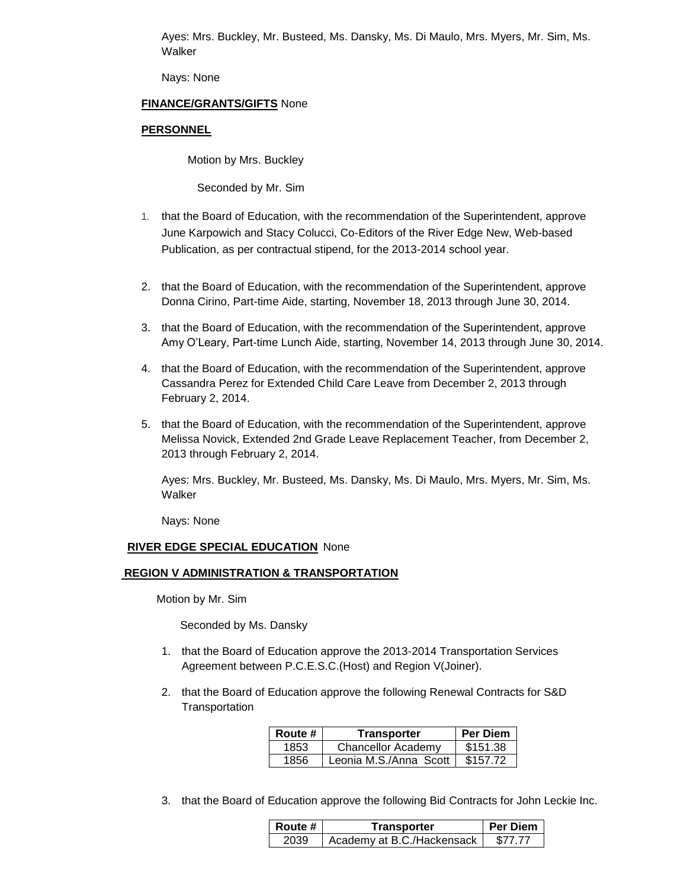Ayes: Mrs. Buckley, Mr. Busteed, Ms. Dansky, Ms. Di Maulo, Mrs. Myers, Mr. Sim, Ms. Walker

Nays: None

**FINANCE/GRANTS/GIFTS** None

**PERSONNEL**

Motion by Mrs. Buckley

Seconded by Mr. Sim

1. that the Board of Education, with the recommendation of the Superintendent, approve June Karpowich and Stacy Colucci, Co-Editors of the River Edge New, Web-based Publication, as per contractual stipend, for the 2013-2014 school year.

2. that the Board of Education, with the recommendation of the Superintendent, approve Donna Cirino, Part-time Aide, starting, November 18, 2013 through June 30, 2014.

3. that the Board of Education, with the recommendation of the Superintendent, approve Amy O'Leary, Part-time Lunch Aide, starting, November 14, 2013 through June 30, 2014.

4. that the Board of Education, with the recommendation of the Superintendent, approve Cassandra Perez for Extended Child Care Leave from December 2, 2013 through February 2, 2014.

5. that the Board of Education, with the recommendation of the Superintendent, approve Melissa Novick, Extended 2nd Grade Leave Replacement Teacher, from December 2, 2013 through February 2, 2014.

Ayes: Mrs. Buckley, Mr. Busteed, Ms. Dansky, Ms. Di Maulo, Mrs. Myers, Mr. Sim, Ms. Walker

Nays: None

**RIVER EDGE SPECIAL EDUCATION** None

**REGION V ADMINISTRATION & TRANSPORTATION**

Motion by Mr. Sim

Seconded by Ms. Dansky

1. that the Board of Education approve the 2013-2014 Transportation Services Agreement between P.C.E.S.C.(Host) and Region V(Joiner).

2. that the Board of Education approve the following Renewal Contracts for S&D Transportation

| Route # | Transporter | Per Diem |
|---|---|---|
| 1853 | Chancellor Academy | $151.38 |
| 1856 | Leonia M.S./Anna Scott | $157.72 |

3. that the Board of Education approve the following Bid Contracts for John Leckie Inc.

| Route # | Transporter | Per Diem |
|---|---|---|
| 2039 | Academy at B.C./Hackensack | $77.77 |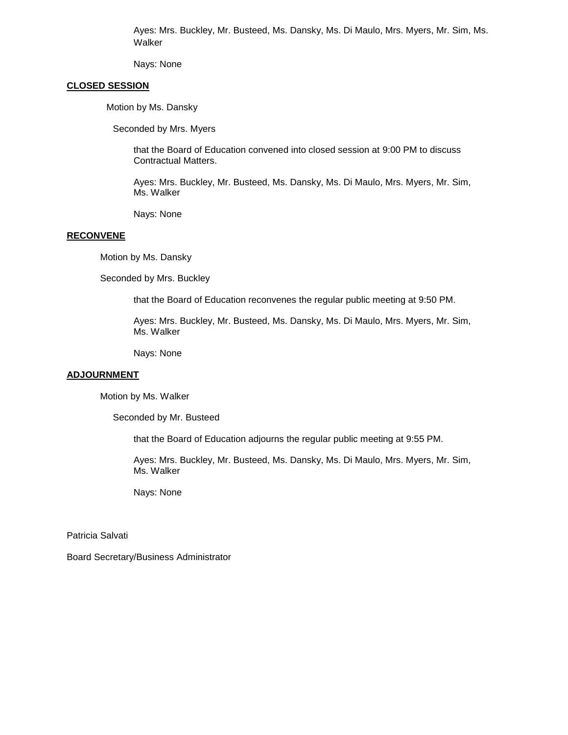Ayes: Mrs. Buckley, Mr. Busteed, Ms. Dansky, Ms. Di Maulo, Mrs. Myers, Mr. Sim, Ms. Walker

Nays: None

**CLOSED SESSION**

Motion by Ms. Dansky

Seconded by Mrs. Myers

that the Board of Education convened into closed session at 9:00 PM to discuss Contractual Matters.

Ayes: Mrs. Buckley, Mr. Busteed, Ms. Dansky, Ms. Di Maulo, Mrs. Myers, Mr. Sim, Ms. Walker

Nays: None

**RECONVENE**

Motion by Ms. Dansky

Seconded by Mrs. Buckley

that the Board of Education reconvenes the regular public meeting at 9:50 PM.

Ayes: Mrs. Buckley, Mr. Busteed, Ms. Dansky, Ms. Di Maulo, Mrs. Myers, Mr. Sim, Ms. Walker

Nays: None

**ADJOURNMENT**

Motion by Ms. Walker

Seconded by Mr. Busteed

that the Board of Education adjourns the regular public meeting at 9:55 PM.

Ayes: Mrs. Buckley, Mr. Busteed, Ms. Dansky, Ms. Di Maulo, Mrs. Myers, Mr. Sim, Ms. Walker

Nays: None

Patricia Salvati

Board Secretary/Business Administrator